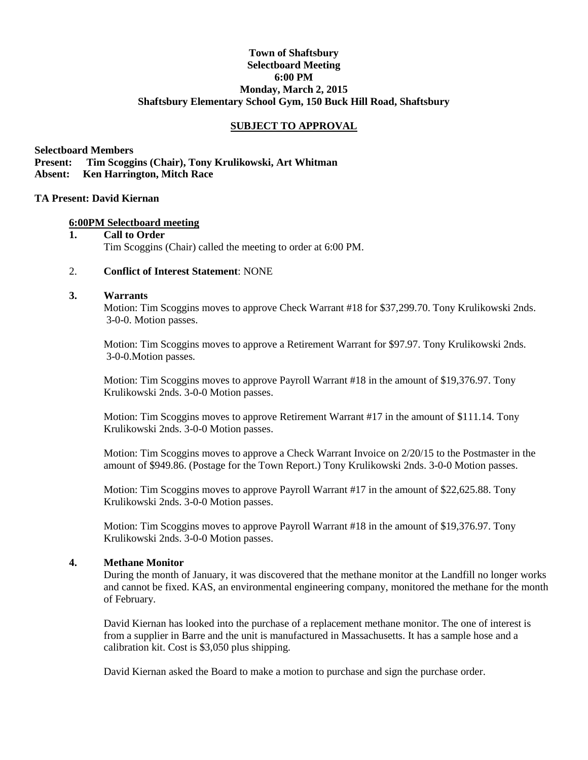**Town of Shaftsbury**
**Selectboard Meeting**
**6:00 PM**
**Monday, March 2, 2015**
**Shaftsbury Elementary School Gym, 150 Buck Hill Road, Shaftsbury**

**SUBJECT TO APPROVAL**

**Selectboard Members**
**Present: Tim Scoggins (Chair), Tony Krulikowski, Art Whitman**
**Absent: Ken Harrington, Mitch Race**

**TA Present: David Kiernan**

**6:00PM Selectboard meeting**

1. **Call to Order**
   Tim Scoggins (Chair) called the meeting to order at 6:00 PM.

2. **Conflict of Interest Statement**: NONE

3. **Warrants**
   Motion: Tim Scoggins moves to approve Check Warrant #18 for $37,299.70. Tony Krulikowski 2nds. 3-0-0. Motion passes.

   Motion: Tim Scoggins moves to approve a Retirement Warrant for $97.97. Tony Krulikowski 2nds. 3-0-0.Motion passes.

   Motion: Tim Scoggins moves to approve Payroll Warrant #18 in the amount of $19,376.97. Tony Krulikowski 2nds. 3-0-0 Motion passes.

   Motion: Tim Scoggins moves to approve Retirement Warrant #17 in the amount of $111.14. Tony Krulikowski 2nds. 3-0-0 Motion passes.

   Motion: Tim Scoggins moves to approve a Check Warrant Invoice on 2/20/15 to the Postmaster in the amount of $949.86. (Postage for the Town Report.) Tony Krulikowski 2nds. 3-0-0 Motion passes.

   Motion: Tim Scoggins moves to approve Payroll Warrant #17 in the amount of $22,625.88. Tony Krulikowski 2nds. 3-0-0 Motion passes.

   Motion: Tim Scoggins moves to approve Payroll Warrant #18 in the amount of $19,376.97. Tony Krulikowski 2nds. 3-0-0 Motion passes.

4. **Methane Monitor**
   During the month of January, it was discovered that the methane monitor at the Landfill no longer works and cannot be fixed. KAS, an environmental engineering company, monitored the methane for the month of February.

   David Kiernan has looked into the purchase of a replacement methane monitor. The one of interest is from a supplier in Barre and the unit is manufactured in Massachusetts. It has a sample hose and a calibration kit. Cost is $3,050 plus shipping.

   David Kiernan asked the Board to make a motion to purchase and sign the purchase order.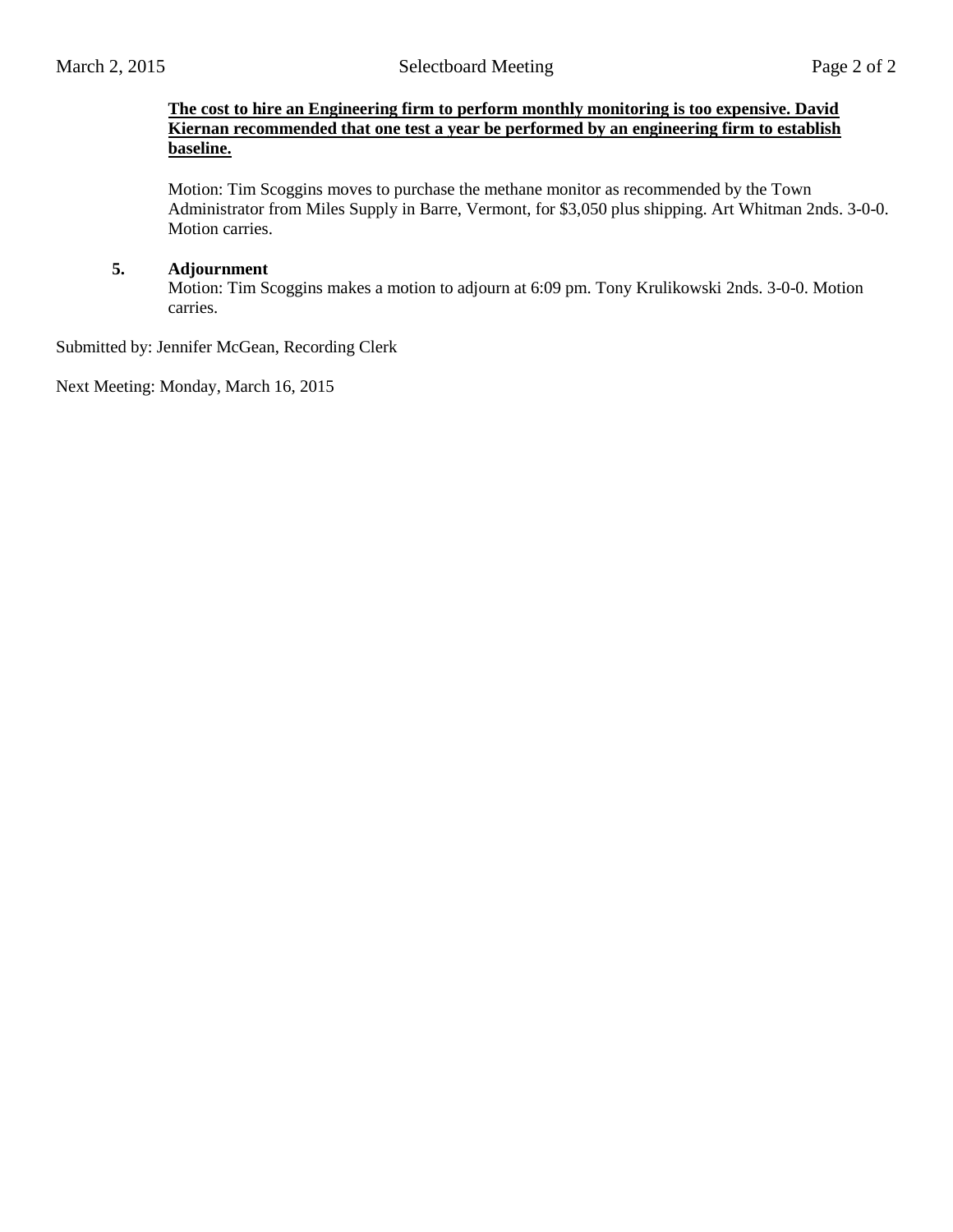**The cost to hire an Engineering firm to perform monthly monitoring is too expensive. David Kiernan recommended that one test a year be performed by an engineering firm to establish baseline.**

Motion: Tim Scoggins moves to purchase the methane monitor as recommended by the Town Administrator from Miles Supply in Barre, Vermont, for $3,050 plus shipping. Art Whitman 2nds. 3-0-0. Motion carries.

**5. Adjournment**

Motion: Tim Scoggins makes a motion to adjourn at 6:09 pm. Tony Krulikowski 2nds. 3-0-0. Motion carries.

Submitted by: Jennifer McGean, Recording Clerk

Next Meeting: Monday, March 16, 2015